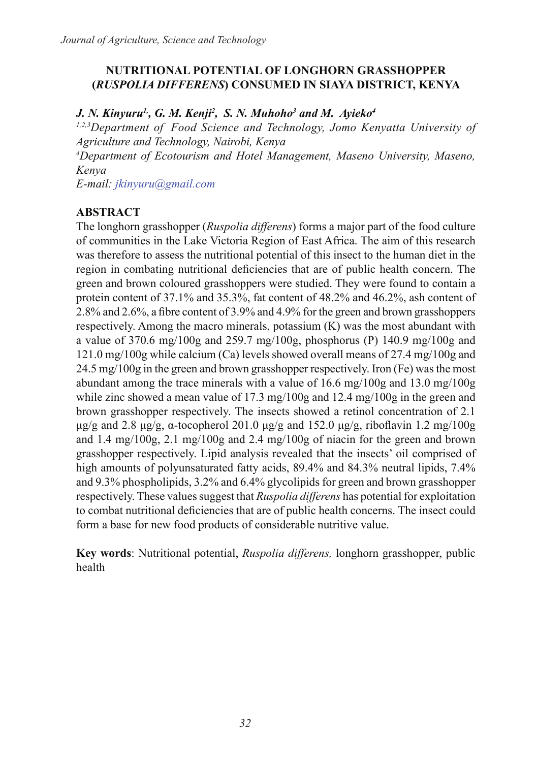# NUTRITIONAL POTENTIAL OF LONGHORN GRASSHOPPER (*RUSPOLIA DIFFERENS*) CONSUMED IN SIAYA DISTRICT, KENYA

***J. N. Kinyuru[1], G. M. Kenji[2], S. N. Muhoho[3] and M. Ayieko[4]***

*[1,2,3]Department of Food Science and Technology, Jomo Kenyatta University of Agriculture and Technology, Nairobi, Kenya*

*[4]Department of Ecotourism and Hotel Management, Maseno University, Maseno, Kenya*

*E-mail: jkinyuru@gmail.com*

## ABSTRACT

The longhorn grasshopper (*Ruspolia differens*) forms a major part of the food culture of communities in the Lake Victoria Region of East Africa. The aim of this research was therefore to assess the nutritional potential of this insect to the human diet in the region in combating nutritional deficiencies that are of public health concern. The green and brown coloured grasshoppers were studied. They were found to contain a protein content of 37.1% and 35.3%, fat content of 48.2% and 46.2%, ash content of 2.8% and 2.6%, a fibre content of 3.9% and 4.9% for the green and brown grasshoppers respectively. Among the macro minerals, potassium (K) was the most abundant with a value of 370.6 mg/100g and 259.7 mg/100g, phosphorus (P) 140.9 mg/100g and 121.0 mg/100g while calcium (Ca) levels showed overall means of 27.4 mg/100g and 24.5 mg/100g in the green and brown grasshopper respectively. Iron (Fe) was the most abundant among the trace minerals with a value of 16.6 mg/100g and 13.0 mg/100g while zinc showed a mean value of 17.3 mg/100g and 12.4 mg/100g in the green and brown grasshopper respectively. The insects showed a retinol concentration of 2.1 μg/g and 2.8 μg/g, α-tocopherol 201.0 μg/g and 152.0 μg/g, riboflavin 1.2 mg/100g and 1.4 mg/100g, 2.1 mg/100g and 2.4 mg/100g of niacin for the green and brown grasshopper respectively. Lipid analysis revealed that the insects' oil comprised of high amounts of polyunsaturated fatty acids, 89.4% and 84.3% neutral lipids, 7.4% and 9.3% phospholipids, 3.2% and 6.4% glycolipids for green and brown grasshopper respectively. These values suggest that *Ruspolia differens* has potential for exploitation to combat nutritional deficiencies that are of public health concerns. The insect could form a base for new food products of considerable nutritive value.

**Key words**: Nutritional potential, *Ruspolia differens,* longhorn grasshopper, public health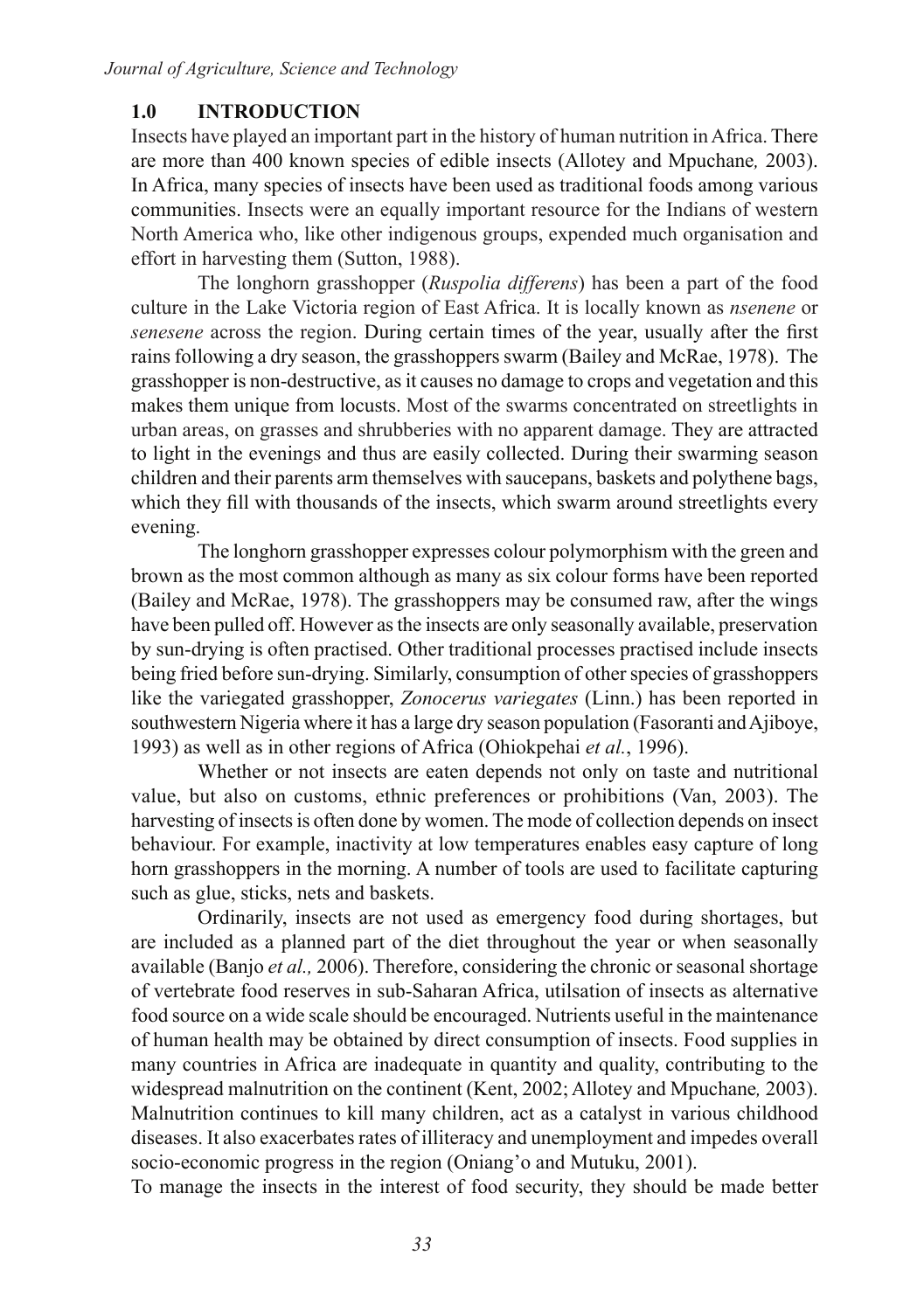## 1.0 INTRODUCTION

Insects have played an important part in the history of human nutrition in Africa. There are more than 400 known species of edible insects (Allotey and Mpuchane*,* 2003). In Africa, many species of insects have been used as traditional foods among various communities. Insects were an equally important resource for the Indians of western North America who, like other indigenous groups, expended much organisation and effort in harvesting them (Sutton, 1988).

The longhorn grasshopper (*Ruspolia differens*) has been a part of the food culture in the Lake Victoria region of East Africa. It is locally known as *nsenene* or *senesene* across the region. During certain times of the year, usually after the first rains following a dry season, the grasshoppers swarm (Bailey and McRae, 1978). The grasshopper is non-destructive, as it causes no damage to crops and vegetation and this makes them unique from locusts. Most of the swarms concentrated on streetlights in urban areas, on grasses and shrubberies with no apparent damage. They are attracted to light in the evenings and thus are easily collected. During their swarming season children and their parents arm themselves with saucepans, baskets and polythene bags, which they fill with thousands of the insects, which swarm around streetlights every evening.

The longhorn grasshopper expresses colour polymorphism with the green and brown as the most common although as many as six colour forms have been reported (Bailey and McRae, 1978). The grasshoppers may be consumed raw, after the wings have been pulled off. However as the insects are only seasonally available, preservation by sun-drying is often practised. Other traditional processes practised include insects being fried before sun-drying. Similarly, consumption of other species of grasshoppers like the variegated grasshopper, *Zonocerus variegates* (Linn.) has been reported in southwestern Nigeria where it has a large dry season population (Fasoranti and Ajiboye, 1993) as well as in other regions of Africa (Ohiokpehai *et al.*, 1996).

Whether or not insects are eaten depends not only on taste and nutritional value, but also on customs, ethnic preferences or prohibitions (Van, 2003). The harvesting of insects is often done by women. The mode of collection depends on insect behaviour. For example, inactivity at low temperatures enables easy capture of long horn grasshoppers in the morning. A number of tools are used to facilitate capturing such as glue, sticks, nets and baskets.

Ordinarily, insects are not used as emergency food during shortages, but are included as a planned part of the diet throughout the year or when seasonally available (Banjo *et al.,* 2006). Therefore, considering the chronic or seasonal shortage of vertebrate food reserves in sub-Saharan Africa, utilsation of insects as alternative food source on a wide scale should be encouraged. Nutrients useful in the maintenance of human health may be obtained by direct consumption of insects. Food supplies in many countries in Africa are inadequate in quantity and quality, contributing to the widespread malnutrition on the continent (Kent, 2002; Allotey and Mpuchane*,* 2003). Malnutrition continues to kill many children, act as a catalyst in various childhood diseases. It also exacerbates rates of illiteracy and unemployment and impedes overall socio-economic progress in the region (Oniang'o and Mutuku, 2001).

To manage the insects in the interest of food security, they should be made better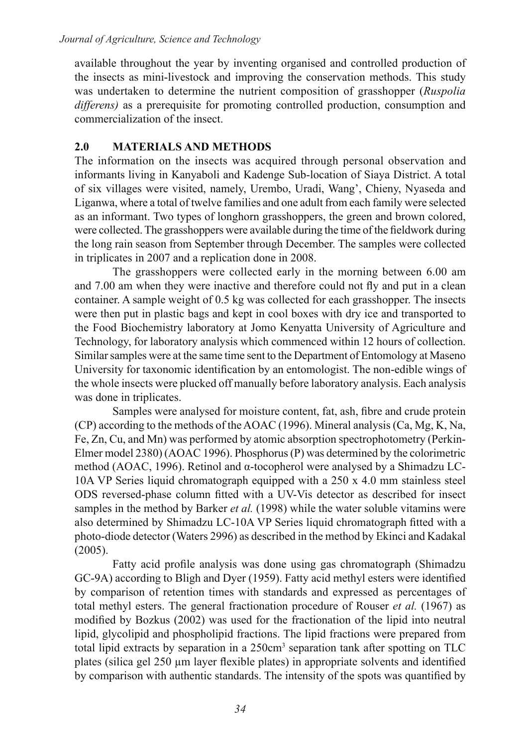available throughout the year by inventing organised and controlled production of the insects as mini-livestock and improving the conservation methods. This study was undertaken to determine the nutrient composition of grasshopper (*Ruspolia differens)* as a prerequisite for promoting controlled production, consumption and commercialization of the insect.

## 2.0 MATERIALS AND METHODS

The information on the insects was acquired through personal observation and informants living in Kanyaboli and Kadenge Sub-location of Siaya District. A total of six villages were visited, namely, Urembo, Uradi, Wang', Chieny, Nyaseda and Liganwa, where a total of twelve families and one adult from each family were selected as an informant. Two types of longhorn grasshoppers, the green and brown colored, were collected. The grasshoppers were available during the time of the fieldwork during the long rain season from September through December. The samples were collected in triplicates in 2007 and a replication done in 2008.

The grasshoppers were collected early in the morning between 6.00 am and 7.00 am when they were inactive and therefore could not fly and put in a clean container. A sample weight of 0.5 kg was collected for each grasshopper. The insects were then put in plastic bags and kept in cool boxes with dry ice and transported to the Food Biochemistry laboratory at Jomo Kenyatta University of Agriculture and Technology, for laboratory analysis which commenced within 12 hours of collection. Similar samples were at the same time sent to the Department of Entomology at Maseno University for taxonomic identification by an entomologist. The non-edible wings of the whole insects were plucked off manually before laboratory analysis. Each analysis was done in triplicates.

Samples were analysed for moisture content, fat, ash, fibre and crude protein (CP) according to the methods of the AOAC (1996). Mineral analysis (Ca, Mg, K, Na, Fe, Zn, Cu, and Mn) was performed by atomic absorption spectrophotometry (Perkin-Elmer model 2380) (AOAC 1996). Phosphorus (P) was determined by the colorimetric method (AOAC, 1996). Retinol and α-tocopherol were analysed by a Shimadzu LC-10A VP Series liquid chromatograph equipped with a 250 x 4.0 mm stainless steel ODS reversed-phase column fitted with a UV-Vis detector as described for insect samples in the method by Barker *et al.* (1998) while the water soluble vitamins were also determined by Shimadzu LC-10A VP Series liquid chromatograph fitted with a photo-diode detector (Waters 2996) as described in the method by Ekinci and Kadakal (2005).

Fatty acid profile analysis was done using gas chromatograph (Shimadzu GC-9A) according to Bligh and Dyer (1959). Fatty acid methyl esters were identified by comparison of retention times with standards and expressed as percentages of total methyl esters. The general fractionation procedure of Rouser *et al.* (1967) as modified by Bozkus (2002) was used for the fractionation of the lipid into neutral lipid, glycolipid and phospholipid fractions. The lipid fractions were prepared from total lipid extracts by separation in a 250cm$^3$ separation tank after spotting on TLC plates (silica gel 250 µm layer flexible plates) in appropriate solvents and identified by comparison with authentic standards. The intensity of the spots was quantified by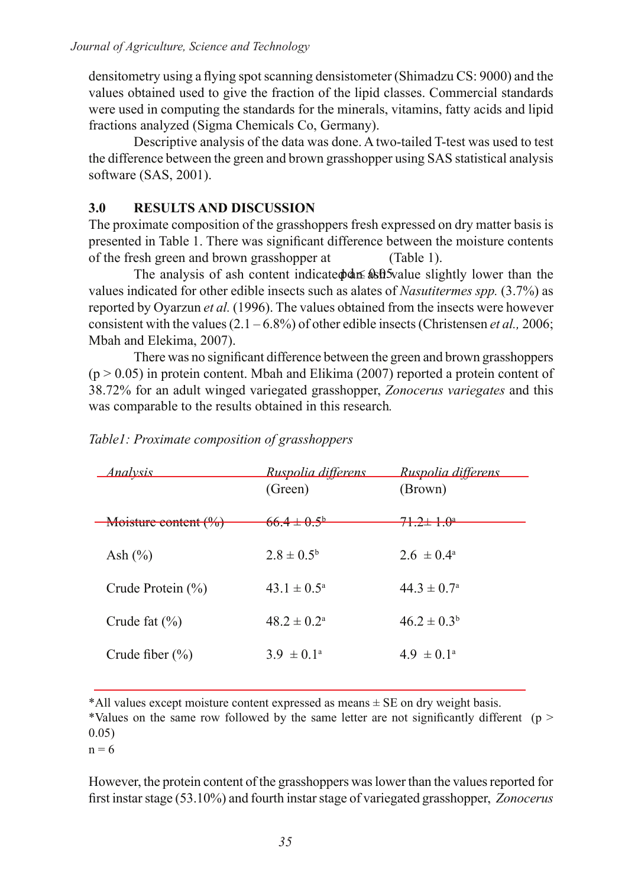densitometry using a flying spot scanning densistometer (Shimadzu CS: 9000) and the values obtained used to give the fraction of the lipid classes. Commercial standards were used in computing the standards for the minerals, vitamins, fatty acids and lipid fractions analyzed (Sigma Chemicals Co, Germany).

Descriptive analysis of the data was done. A two-tailed T-test was used to test the difference between the green and brown grasshopper using SAS statistical analysis software (SAS, 2001).

## 3.0 RESULTS AND DISCUSSION

The proximate composition of the grasshoppers fresh expressed on dry matter basis is presented in Table 1. There was significant difference between the moisture contents of the fresh green and brown grasshopper at $p \leq 0.05$ (Table 1).

The analysis of ash content indicated an ash value slightly lower than the values indicated for other edible insects such as alates of *Nasutitermes spp.* (3.7%) as reported by Oyarzun *et al.* (1996). The values obtained from the insects were however consistent with the values (2.1 – 6.8%) of other edible insects (Christensen *et al.,* 2006; Mbah and Elekima, 2007).

There was no significant difference between the green and brown grasshoppers ($p > 0.05$) in protein content. Mbah and Elikima (2007) reported a protein content of 38.72% for an adult winged variegated grasshopper, *Zonocerus variegates* and this was comparable to the results obtained in this research*.*

*Table1: Proximate composition of grasshoppers*

| Analysis | *Ruspolia differens* (Green) | *Ruspolia differens* (Brown) |
|---|---|---|
| Moisture content (%) | $66.4 \pm 0.5^b$ | $71.2 \pm 1.0^a$ |
| Ash (%) | $2.8 \pm 0.5^b$ | $2.6 \pm 0.4^a$ |
| Crude Protein (%) | $43.1 \pm 0.5^a$ | $44.3 \pm 0.7^a$ |
| Crude fat (%) | $48.2 \pm 0.2^a$ | $46.2 \pm 0.3^b$ |
| Crude fiber (%) | $3.9 \pm 0.1^a$ | $4.9 \pm 0.1^a$ |

*All values except moisture content expressed as means ± SE on dry weight basis.
*Values on the same row followed by the same letter are not significantly different ($p > 0.05$)
n = 6

However, the protein content of the grasshoppers was lower than the values reported for first instar stage (53.10%) and fourth instar stage of variegated grasshopper, *Zonocerus*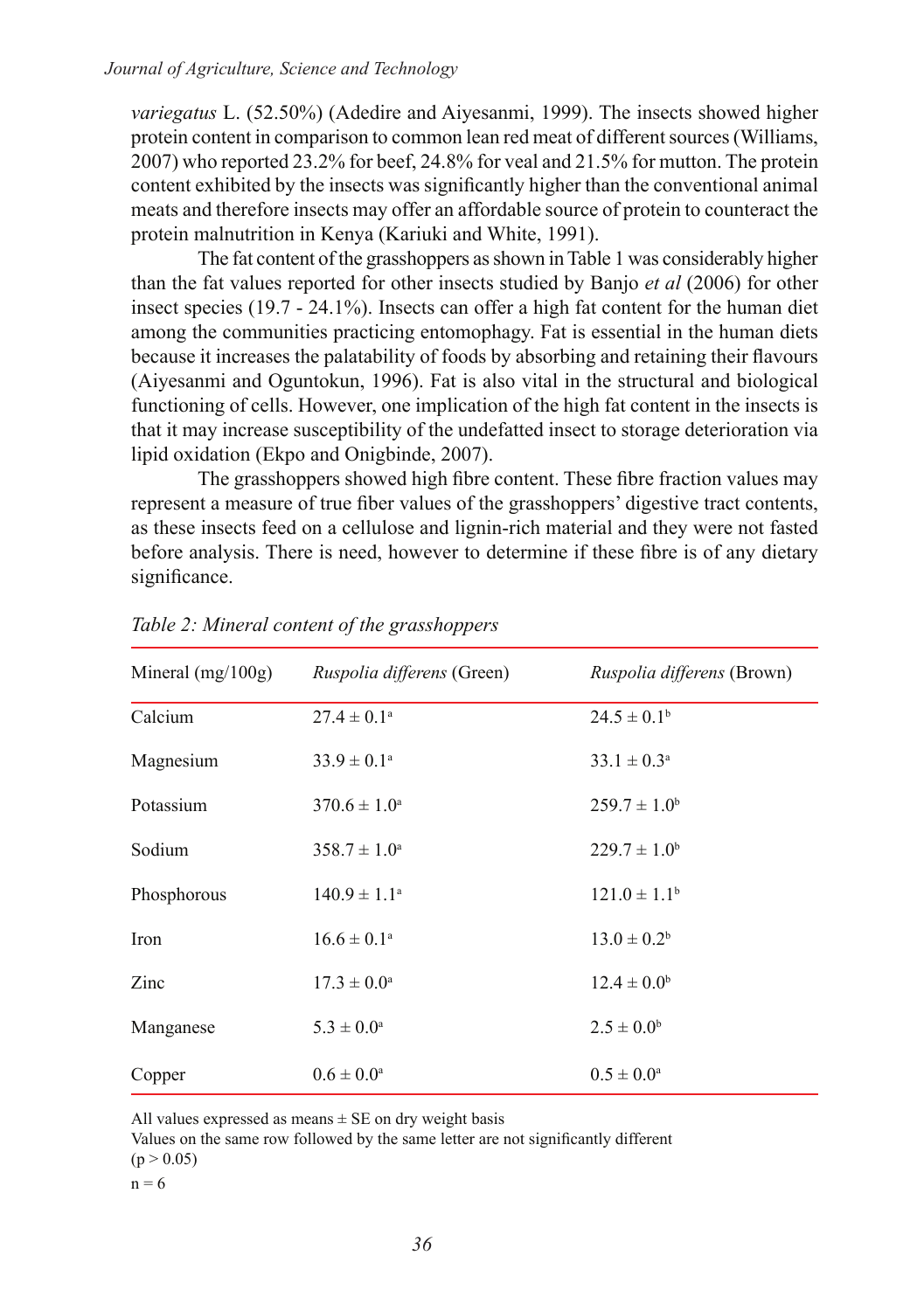*variegatus* L. (52.50%) (Adedire and Aiyesanmi, 1999). The insects showed higher protein content in comparison to common lean red meat of different sources (Williams, 2007) who reported 23.2% for beef, 24.8% for veal and 21.5% for mutton. The protein content exhibited by the insects was significantly higher than the conventional animal meats and therefore insects may offer an affordable source of protein to counteract the protein malnutrition in Kenya (Kariuki and White, 1991).

The fat content of the grasshoppers as shown in Table 1 was considerably higher than the fat values reported for other insects studied by Banjo *et al* (2006) for other insect species (19.7 - 24.1%). Insects can offer a high fat content for the human diet among the communities practicing entomophagy. Fat is essential in the human diets because it increases the palatability of foods by absorbing and retaining their flavours (Aiyesanmi and Oguntokun, 1996). Fat is also vital in the structural and biological functioning of cells. However, one implication of the high fat content in the insects is that it may increase susceptibility of the undefatted insect to storage deterioration via lipid oxidation (Ekpo and Onigbinde, 2007).

The grasshoppers showed high fibre content. These fibre fraction values may represent a measure of true fiber values of the grasshoppers' digestive tract contents, as these insects feed on a cellulose and lignin-rich material and they were not fasted before analysis. There is need, however to determine if these fibre is of any dietary significance.

*Table 2: Mineral content of the grasshoppers*

| Mineral (mg/100g) | *Ruspolia differens* (Green) | *Ruspolia differens* (Brown) |
|---|---|---|
| Calcium | $27.4 \pm 0.1^{a}$ | $24.5 \pm 0.1^{b}$ |
| Magnesium | $33.9 \pm 0.1^{a}$ | $33.1 \pm 0.3^{a}$ |
| Potassium | $370.6 \pm 1.0^{a}$ | $259.7 \pm 1.0^{b}$ |
| Sodium | $358.7 \pm 1.0^{a}$ | $229.7 \pm 1.0^{b}$ |
| Phosphorous | $140.9 \pm 1.1^{a}$ | $121.0 \pm 1.1^{b}$ |
| Iron | $16.6 \pm 0.1^{a}$ | $13.0 \pm 0.2^{b}$ |
| Zinc | $17.3 \pm 0.0^{a}$ | $12.4 \pm 0.0^{b}$ |
| Manganese | $5.3 \pm 0.0^{a}$ | $2.5 \pm 0.0^{b}$ |
| Copper | $0.6 \pm 0.0^{a}$ | $0.5 \pm 0.0^{a}$ |

All values expressed as means ± SE on dry weight basis

Values on the same row followed by the same letter are not significantly different ($p > 0.05$)

$n = 6$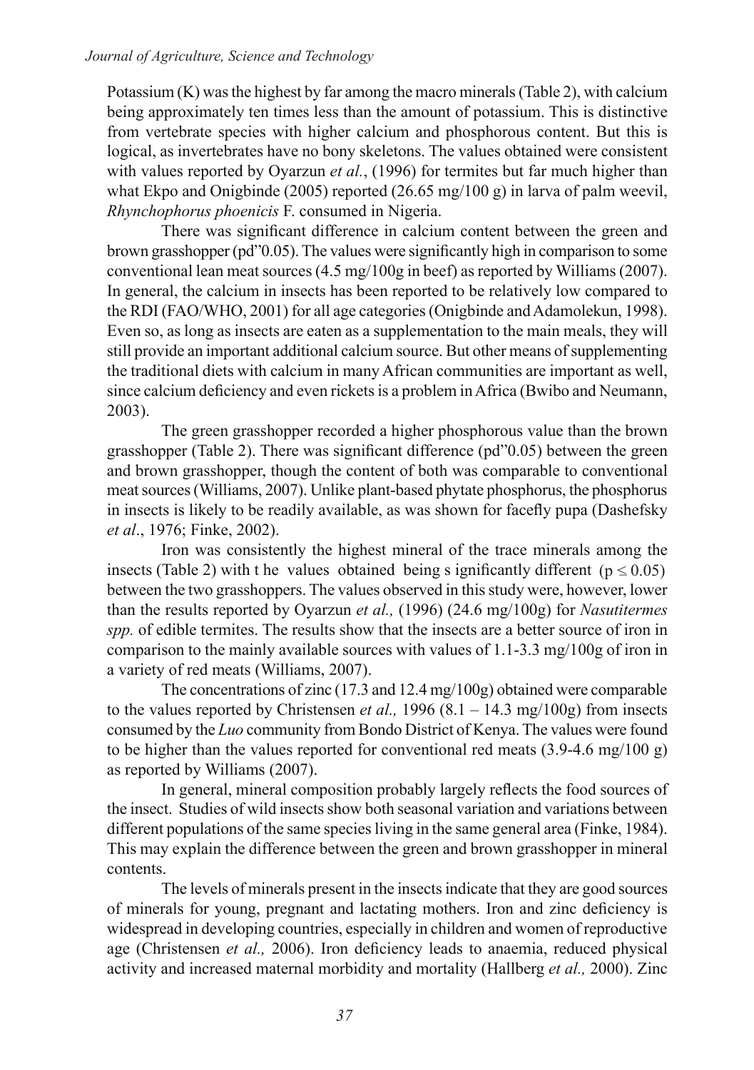Potassium (K) was the highest by far among the macro minerals (Table 2), with calcium being approximately ten times less than the amount of potassium. This is distinctive from vertebrate species with higher calcium and phosphorous content. But this is logical, as invertebrates have no bony skeletons. The values obtained were consistent with values reported by Oyarzun *et al.*, (1996) for termites but far much higher than what Ekpo and Onigbinde (2005) reported (26.65 mg/100 g) in larva of palm weevil, *Rhynchophorus phoenicis* F. consumed in Nigeria.

There was significant difference in calcium content between the green and brown grasshopper (pd"0.05). The values were significantly high in comparison to some conventional lean meat sources (4.5 mg/100g in beef) as reported by Williams (2007). In general, the calcium in insects has been reported to be relatively low compared to the RDI (FAO/WHO, 2001) for all age categories (Onigbinde and Adamolekun, 1998). Even so, as long as insects are eaten as a supplementation to the main meals, they will still provide an important additional calcium source. But other means of supplementing the traditional diets with calcium in many African communities are important as well, since calcium deficiency and even rickets is a problem in Africa (Bwibo and Neumann, 2003).

The green grasshopper recorded a higher phosphorous value than the brown grasshopper (Table 2). There was significant difference (pd"0.05) between the green and brown grasshopper, though the content of both was comparable to conventional meat sources (Williams, 2007). Unlike plant-based phytate phosphorus, the phosphorus in insects is likely to be readily available, as was shown for facefly pupa (Dashefsky *et al*., 1976; Finke, 2002).

Iron was consistently the highest mineral of the trace minerals among the insects (Table 2) with t he values obtained being s ignificantly different ($p \leq 0.05$) between the two grasshoppers. The values observed in this study were, however, lower than the results reported by Oyarzun *et al.,* (1996) (24.6 mg/100g) for *Nasutitermes spp.* of edible termites. The results show that the insects are a better source of iron in comparison to the mainly available sources with values of 1.1-3.3 mg/100g of iron in a variety of red meats (Williams, 2007).

The concentrations of zinc (17.3 and 12.4 mg/100g) obtained were comparable to the values reported by Christensen *et al.,* 1996 (8.1 – 14.3 mg/100g) from insects consumed by the *Luo* community from Bondo District of Kenya. The values were found to be higher than the values reported for conventional red meats (3.9-4.6 mg/100 g) as reported by Williams (2007).

In general, mineral composition probably largely reflects the food sources of the insect. Studies of wild insects show both seasonal variation and variations between different populations of the same species living in the same general area (Finke, 1984). This may explain the difference between the green and brown grasshopper in mineral contents.

The levels of minerals present in the insects indicate that they are good sources of minerals for young, pregnant and lactating mothers. Iron and zinc deficiency is widespread in developing countries, especially in children and women of reproductive age (Christensen *et al.,* 2006). Iron deficiency leads to anaemia, reduced physical activity and increased maternal morbidity and mortality (Hallberg *et al.,* 2000). Zinc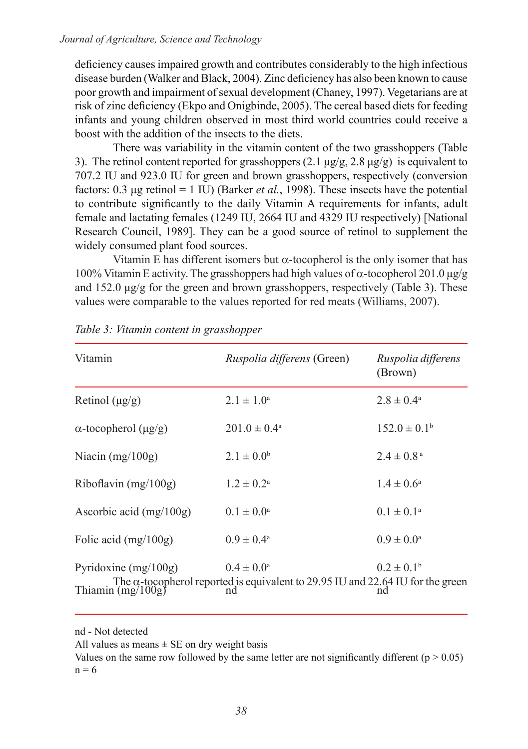deficiency causes impaired growth and contributes considerably to the high infectious disease burden (Walker and Black, 2004). Zinc deficiency has also been known to cause poor growth and impairment of sexual development (Chaney, 1997). Vegetarians are at risk of zinc deficiency (Ekpo and Onigbinde, 2005). The cereal based diets for feeding infants and young children observed in most third world countries could receive a boost with the addition of the insects to the diets.

There was variability in the vitamin content of the two grasshoppers (Table 3). The retinol content reported for grasshoppers (2.1 μg/g, 2.8 μg/g) is equivalent to 707.2 IU and 923.0 IU for green and brown grasshoppers, respectively (conversion factors: 0.3 μg retinol = 1 IU) (Barker *et al.*, 1998). These insects have the potential to contribute significantly to the daily Vitamin A requirements for infants, adult female and lactating females (1249 IU, 2664 IU and 4329 IU respectively) [National Research Council, 1989]. They can be a good source of retinol to supplement the widely consumed plant food sources.

Vitamin E has different isomers but α-tocopherol is the only isomer that has 100% Vitamin E activity. The grasshoppers had high values of α-tocopherol 201.0 μg/g and 152.0 μg/g for the green and brown grasshoppers, respectively (Table 3). These values were comparable to the values reported for red meats (Williams, 2007).

*Table 3: Vitamin content in grasshopper*

| Vitamin | *Ruspolia differens* (Green) | *Ruspolia differens* (Brown) |
|---|---|---|
| Retinol (μg/g) | $2.1 \pm 1.0^{a}$ | $2.8 \pm 0.4^{a}$ |
| α-tocopherol (μg/g) | $201.0 \pm 0.4^{a}$ | $152.0 \pm 0.1^{b}$ |
| Niacin (mg/100g) | $2.1 \pm 0.0^{b}$ | $2.4 \pm 0.8^{a}$ |
| Riboflavin (mg/100g) | $1.2 \pm 0.2^{a}$ | $1.4 \pm 0.6^{a}$ |
| Ascorbic acid (mg/100g) | $0.1 \pm 0.0^{a}$ | $0.1 \pm 0.1^{a}$ |
| Folic acid (mg/100g) | $0.9 \pm 0.4^{a}$ | $0.9 \pm 0.0^{a}$ |
| Pyridoxine (mg/100g) | $0.4 \pm 0.0^{a}$ | $0.2 \pm 0.1^{b}$ |
| Thiamin (mg/100g) | nd | nd |

nd - Not detected

All values as means ± SE on dry weight basis

Values on the same row followed by the same letter are not significantly different ($p > 0.05$)

$n = 6$

The α-tocopherol reported is equivalent to 29.95 IU and 22.64 IU for the green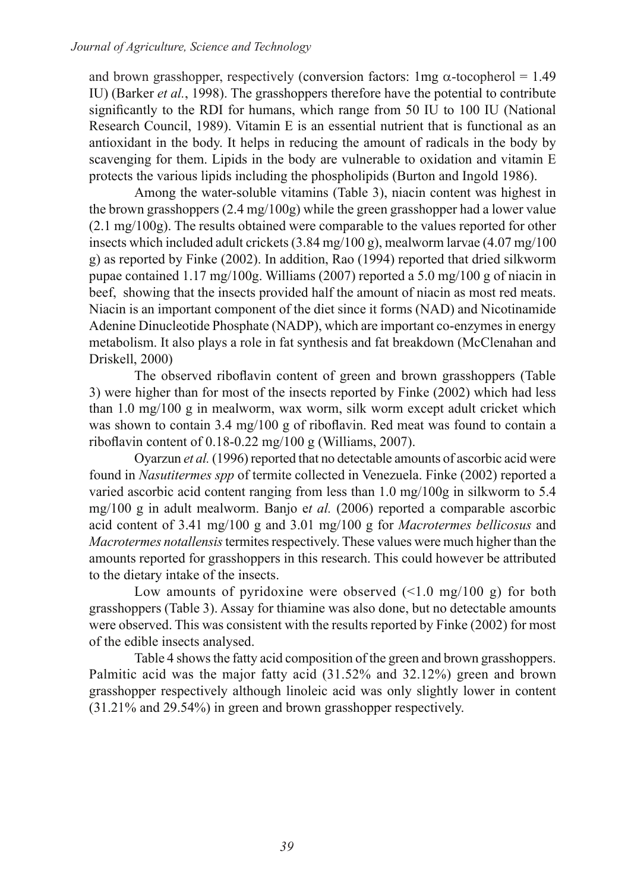and brown grasshopper, respectively (conversion factors: 1mg $\alpha$-tocopherol = 1.49 IU) (Barker *et al.*, 1998). The grasshoppers therefore have the potential to contribute significantly to the RDI for humans, which range from 50 IU to 100 IU (National Research Council, 1989). Vitamin E is an essential nutrient that is functional as an antioxidant in the body. It helps in reducing the amount of radicals in the body by scavenging for them. Lipids in the body are vulnerable to oxidation and vitamin E protects the various lipids including the phospholipids (Burton and Ingold 1986).

Among the water-soluble vitamins (Table 3), niacin content was highest in the brown grasshoppers (2.4 mg/100g) while the green grasshopper had a lower value (2.1 mg/100g). The results obtained were comparable to the values reported for other insects which included adult crickets (3.84 mg/100 g), mealworm larvae (4.07 mg/100 g) as reported by Finke (2002). In addition, Rao (1994) reported that dried silkworm pupae contained 1.17 mg/100g. Williams (2007) reported a 5.0 mg/100 g of niacin in beef, showing that the insects provided half the amount of niacin as most red meats. Niacin is an important component of the diet since it forms (NAD) and Nicotinamide Adenine Dinucleotide Phosphate (NADP), which are important co-enzymes in energy metabolism. It also plays a role in fat synthesis and fat breakdown (McClenahan and Driskell, 2000)

The observed riboflavin content of green and brown grasshoppers (Table 3) were higher than for most of the insects reported by Finke (2002) which had less than 1.0 mg/100 g in mealworm, wax worm, silk worm except adult cricket which was shown to contain 3.4 mg/100 g of riboflavin. Red meat was found to contain a riboflavin content of 0.18-0.22 mg/100 g (Williams, 2007).

Oyarzun *et al.* (1996) reported that no detectable amounts of ascorbic acid were found in *Nasutitermes spp* of termite collected in Venezuela. Finke (2002) reported a varied ascorbic acid content ranging from less than 1.0 mg/100g in silkworm to 5.4 mg/100 g in adult mealworm. Banjo e*t al.* (2006) reported a comparable ascorbic acid content of 3.41 mg/100 g and 3.01 mg/100 g for *Macrotermes bellicosus* and *Macrotermes notallensis* termites respectively. These values were much higher than the amounts reported for grasshoppers in this research. This could however be attributed to the dietary intake of the insects.

Low amounts of pyridoxine were observed (<1.0 mg/100 g) for both grasshoppers (Table 3). Assay for thiamine was also done, but no detectable amounts were observed. This was consistent with the results reported by Finke (2002) for most of the edible insects analysed.

Table 4 shows the fatty acid composition of the green and brown grasshoppers. Palmitic acid was the major fatty acid (31.52% and 32.12%) green and brown grasshopper respectively although linoleic acid was only slightly lower in content (31.21% and 29.54%) in green and brown grasshopper respectively.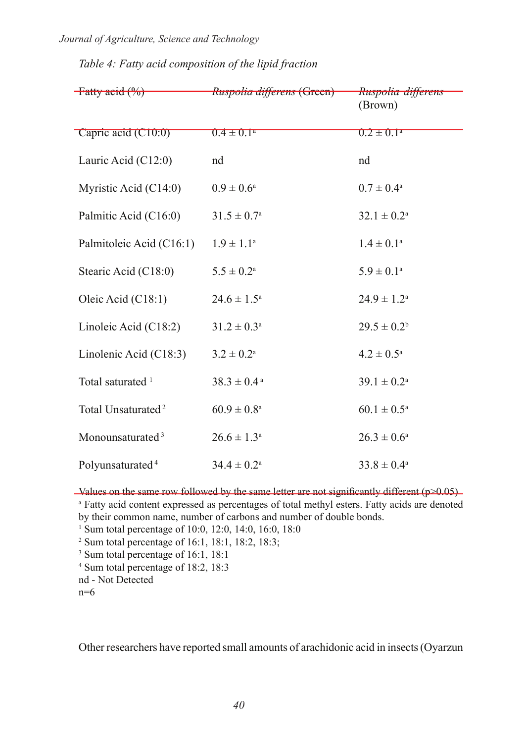*Table 4: Fatty acid composition of the lipid fraction*

| Fatty acid (%) | *Ruspolia differens* (Green) | *Ruspolia differens* (Brown) |
|---|---|---|
| Capric acid (C10:0) | 0.4 ± 0.1[a] | 0.2 ± 0.1[a] |
| Lauric Acid (C12:0) | nd | nd |
| Myristic Acid (C14:0) | 0.9 ± 0.6[a] | 0.7 ± 0.4[a] |
| Palmitic Acid (C16:0) | 31.5 ± 0.7[a] | 32.1 ± 0.2[a] |
| Palmitoleic Acid (C16:1) | 1.9 ± 1.1[a] | 1.4 ± 0.1[a] |
| Stearic Acid (C18:0) | 5.5 ± 0.2[a] | 5.9 ± 0.1[a] |
| Oleic Acid (C18:1) | 24.6 ± 1.5[a] | 24.9 ± 1.2[a] |
| Linoleic Acid (C18:2) | 31.2 ± 0.3[a] | 29.5 ± 0.2[b] |
| Linolenic Acid (C18:3) | 3.2 ± 0.2[a] | 4.2 ± 0.5[a] |
| Total saturated [1] | 38.3 ± 0.4[a] | 39.1 ± 0.2[a] |
| Total Unsaturated [2] | 60.9 ± 0.8[a] | 60.1 ± 0.5[a] |
| Monounsaturated [3] | 26.6 ± 1.3[a] | 26.3 ± 0.6[a] |
| Polyunsaturated [4] | 34.4 ± 0.2[a] | 33.8 ± 0.4[a] |

Values on the same row followed by the same letter are not significantly different ($p>0.05$)

[a] Fatty acid content expressed as percentages of total methyl esters. Fatty acids are denoted by their common name, number of carbons and number of double bonds.

[1] Sum total percentage of 10:0, 12:0, 14:0, 16:0, 18:0

[2] Sum total percentage of 16:1, 18:1, 18:2, 18:3;

[3] Sum total percentage of 16:1, 18:1

[4] Sum total percentage of 18:2, 18:3

nd - Not Detected

n=6

Other researchers have reported small amounts of arachidonic acid in insects (Oyarzun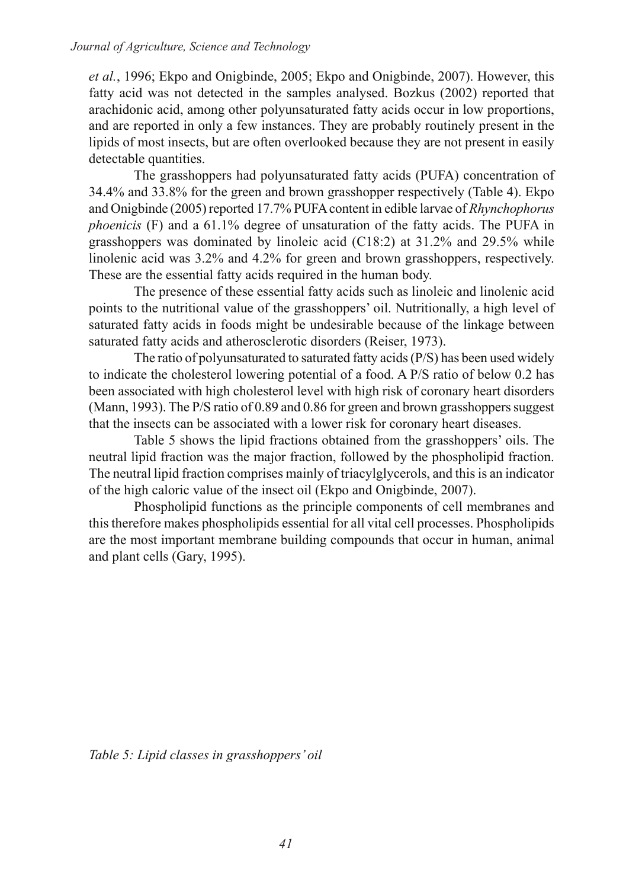*et al.*, 1996; Ekpo and Onigbinde, 2005; Ekpo and Onigbinde, 2007). However, this fatty acid was not detected in the samples analysed. Bozkus (2002) reported that arachidonic acid, among other polyunsaturated fatty acids occur in low proportions, and are reported in only a few instances. They are probably routinely present in the lipids of most insects, but are often overlooked because they are not present in easily detectable quantities.

The grasshoppers had polyunsaturated fatty acids (PUFA) concentration of 34.4% and 33.8% for the green and brown grasshopper respectively (Table 4). Ekpo and Onigbinde (2005) reported 17.7% PUFA content in edible larvae of *Rhynchophorus phoenicis* (F) and a 61.1% degree of unsaturation of the fatty acids. The PUFA in grasshoppers was dominated by linoleic acid (C18:2) at 31.2% and 29.5% while linolenic acid was 3.2% and 4.2% for green and brown grasshoppers, respectively. These are the essential fatty acids required in the human body.

The presence of these essential fatty acids such as linoleic and linolenic acid points to the nutritional value of the grasshoppers' oil. Nutritionally, a high level of saturated fatty acids in foods might be undesirable because of the linkage between saturated fatty acids and atherosclerotic disorders (Reiser, 1973).

The ratio of polyunsaturated to saturated fatty acids (P/S) has been used widely to indicate the cholesterol lowering potential of a food. A P/S ratio of below 0.2 has been associated with high cholesterol level with high risk of coronary heart disorders (Mann, 1993). The P/S ratio of 0.89 and 0.86 for green and brown grasshoppers suggest that the insects can be associated with a lower risk for coronary heart diseases.

Table 5 shows the lipid fractions obtained from the grasshoppers' oils. The neutral lipid fraction was the major fraction, followed by the phospholipid fraction. The neutral lipid fraction comprises mainly of triacylglycerols, and this is an indicator of the high caloric value of the insect oil (Ekpo and Onigbinde, 2007).

Phospholipid functions as the principle components of cell membranes and this therefore makes phospholipids essential for all vital cell processes. Phospholipids are the most important membrane building compounds that occur in human, animal and plant cells (Gary, 1995).

*Table 5: Lipid classes in grasshoppers' oil*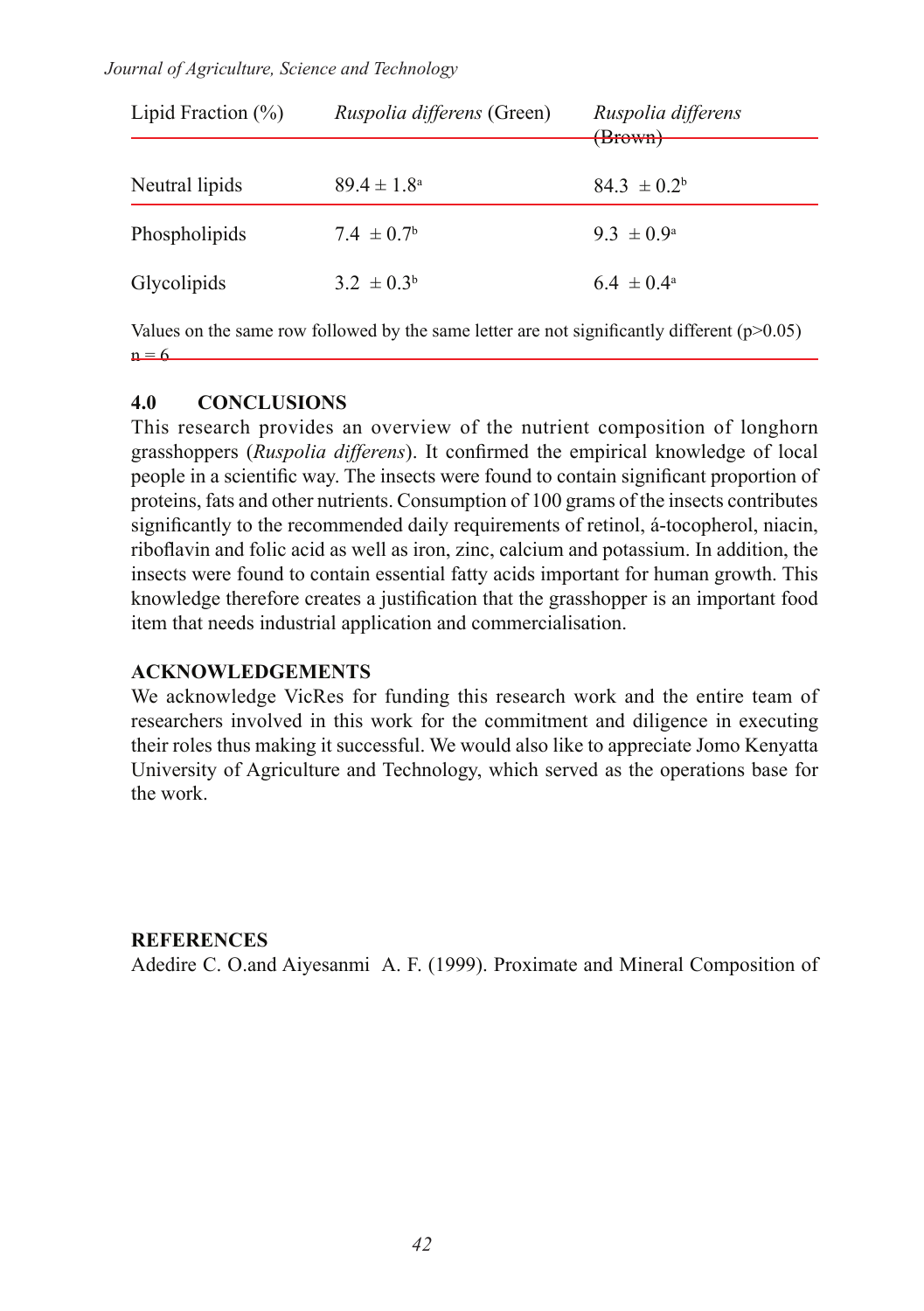| Lipid Fraction (%) | *Ruspolia differens* (Green) | *Ruspolia differens* (Brown) |
|---|---|---|
| Neutral lipids | 89.4 ± 1.8[a] | 84.3 ± 0.2[b] |
| Phospholipids | 7.4 ± 0.7[b] | 9.3 ± 0.9[a] |
| Glycolipids | 3.2 ± 0.3[b] | 6.4 ± 0.4[a] |

Values on the same row followed by the same letter are not significantly different ($p>0.05$) n = 6

## 4.0 CONCLUSIONS

This research provides an overview of the nutrient composition of longhorn grasshoppers (*Ruspolia differens*). It confirmed the empirical knowledge of local people in a scientific way. The insects were found to contain significant proportion of proteins, fats and other nutrients. Consumption of 100 grams of the insects contributes significantly to the recommended daily requirements of retinol, á-tocopherol, niacin, riboflavin and folic acid as well as iron, zinc, calcium and potassium. In addition, the insects were found to contain essential fatty acids important for human growth. This knowledge therefore creates a justification that the grasshopper is an important food item that needs industrial application and commercialisation.

## ACKNOWLEDGEMENTS

We acknowledge VicRes for funding this research work and the entire team of researchers involved in this work for the commitment and diligence in executing their roles thus making it successful. We would also like to appreciate Jomo Kenyatta University of Agriculture and Technology, which served as the operations base for the work.

## REFERENCES

Adedire C. O.and Aiyesanmi A. F. (1999). Proximate and Mineral Composition of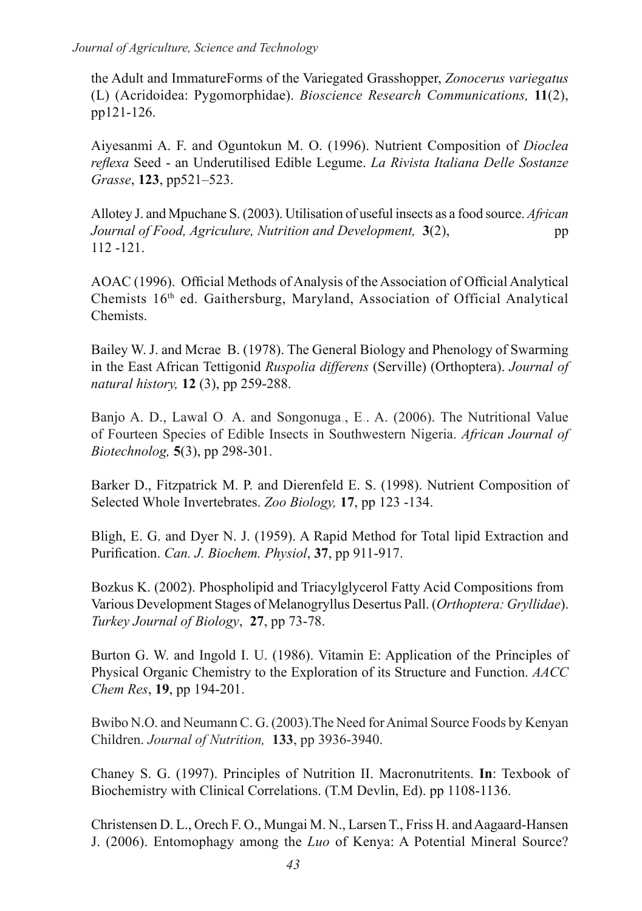the Adult and ImmatureForms of the Variegated Grasshopper, *Zonocerus variegatus* (L) (Acridoidea: Pygomorphidae). *Bioscience Research Communications,* **11**(2), pp121-126.

Aiyesanmi A. F. and Oguntokun M. O. (1996). Nutrient Composition of *Dioclea reflexa* Seed - an Underutilised Edible Legume. *La Rivista Italiana Delle Sostanze Grasse*, **123**, pp521–523.

Allotey J. and Mpuchane S. (2003). Utilisation of useful insects as a food source. *African Journal of Food, Agriculure, Nutrition and Development,* **3**(2), pp 112 -121.

AOAC (1996). Official Methods of Analysis of the Association of Official Analytical Chemists 16th ed. Gaithersburg, Maryland, Association of Official Analytical Chemists.

Bailey W. J. and Mcrae B. (1978). The General Biology and Phenology of Swarming in the East African Tettigonid *Ruspolia differens* (Serville) (Orthoptera). *Journal of natural history,* **12** (3), pp 259-288.

Banjo A. D., Lawal O. A. and Songonuga., E.. A. (2006). The Nutritional Value of Fourteen Species of Edible Insects in Southwestern Nigeria. *African Journal of Biotechnolog,* **5**(3), pp 298-301.

Barker D., Fitzpatrick M. P. and Dierenfeld E. S. (1998). Nutrient Composition of Selected Whole Invertebrates. *Zoo Biology,* **17**, pp 123 -134.

Bligh, E. G. and Dyer N. J. (1959). A Rapid Method for Total lipid Extraction and Purification. *Can. J. Biochem. Physiol*, **37**, pp 911-917.

Bozkus K. (2002). Phospholipid and Triacylglycerol Fatty Acid Compositions from Various Development Stages of Melanogryllus Desertus Pall. (*Orthoptera: Gryllidae*). *Turkey Journal of Biology*, **27**, pp 73-78.

Burton G. W. and Ingold I. U. (1986). Vitamin E: Application of the Principles of Physical Organic Chemistry to the Exploration of its Structure and Function. *AACC Chem Res*, **19**, pp 194-201.

Bwibo N.O. and Neumann C. G. (2003).The Need for Animal Source Foods by Kenyan Children. *Journal of Nutrition,* **133**, pp 3936-3940.

Chaney S. G. (1997). Principles of Nutrition II. Macronutritents. **In**: Texbook of Biochemistry with Clinical Correlations. (T.M Devlin, Ed). pp 1108-1136.

Christensen D. L., Orech F. O., Mungai M. N., Larsen T., Friss H. and Aagaard-Hansen J. (2006). Entomophagy among the *Luo* of Kenya: A Potential Mineral Source?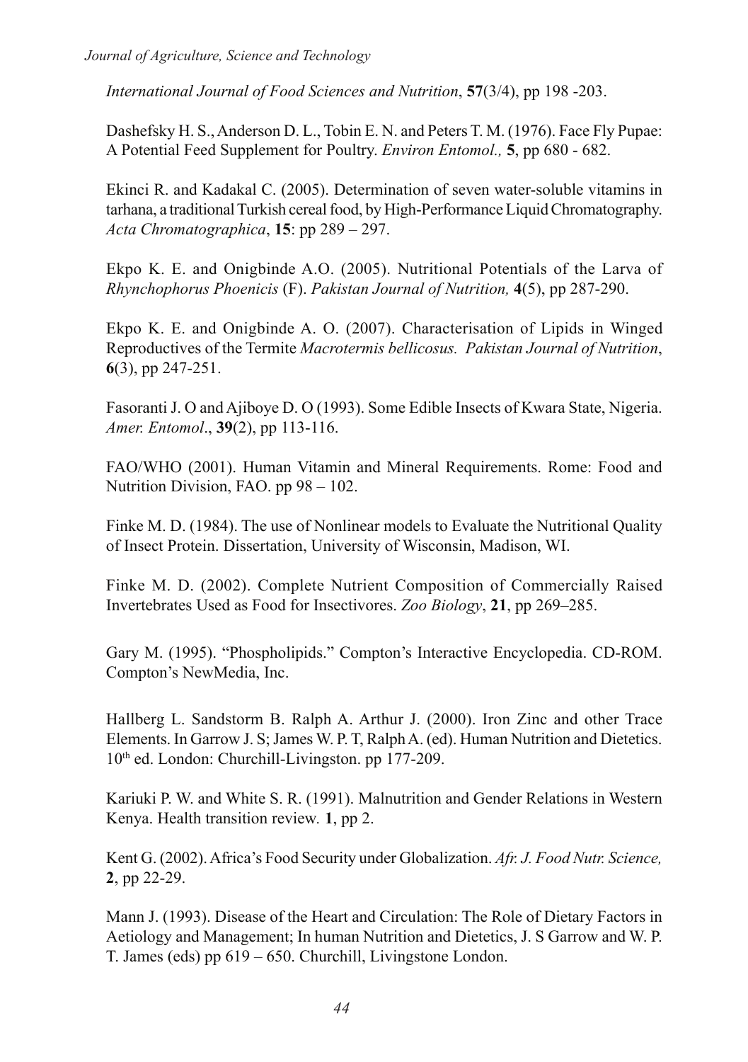*International Journal of Food Sciences and Nutrition*, **57**(3/4), pp 198 -203.

Dashefsky H. S., Anderson D. L., Tobin E. N. and Peters T. M. (1976). Face Fly Pupae: A Potential Feed Supplement for Poultry. *Environ Entomol.,* **5**, pp 680 - 682.

Ekinci R. and Kadakal C. (2005). Determination of seven water-soluble vitamins in tarhana, a traditional Turkish cereal food, by High-Performance Liquid Chromatography. *Acta Chromatographica*, **15**: pp 289 – 297.

Ekpo K. E. and Onigbinde A.O. (2005). Nutritional Potentials of the Larva of *Rhynchophorus Phoenicis* (F). *Pakistan Journal of Nutrition,* **4**(5), pp 287-290.

Ekpo K. E. and Onigbinde A. O. (2007). Characterisation of Lipids in Winged Reproductives of the Termite *Macrotermis bellicosus. Pakistan Journal of Nutrition*, **6**(3), pp 247-251.

Fasoranti J. O and Ajiboye D. O (1993). Some Edible Insects of Kwara State, Nigeria. *Amer. Entomol*., **39**(2), pp 113-116.

FAO/WHO (2001). Human Vitamin and Mineral Requirements. Rome: Food and Nutrition Division, FAO. pp 98 – 102.

Finke M. D. (1984). The use of Nonlinear models to Evaluate the Nutritional Quality of Insect Protein. Dissertation, University of Wisconsin, Madison, WI.

Finke M. D. (2002). Complete Nutrient Composition of Commercially Raised Invertebrates Used as Food for Insectivores. *Zoo Biology*, **21**, pp 269–285.

Gary M. (1995). "Phospholipids." Compton's Interactive Encyclopedia. CD-ROM. Compton's NewMedia, Inc.

Hallberg L. Sandstorm B. Ralph A. Arthur J. (2000). Iron Zinc and other Trace Elements. In Garrow J. S; James W. P. T, Ralph A. (ed). Human Nutrition and Dietetics. 10th ed. London: Churchill-Livingston. pp 177-209.

Kariuki P. W. and White S. R. (1991). Malnutrition and Gender Relations in Western Kenya. Health transition review. **1**, pp 2.

Kent G. (2002). Africa's Food Security under Globalization. *Afr. J. Food Nutr. Science,* **2**, pp 22-29.

Mann J. (1993). Disease of the Heart and Circulation: The Role of Dietary Factors in Aetiology and Management; In human Nutrition and Dietetics, J. S Garrow and W. P. T. James (eds) pp 619 – 650. Churchill, Livingstone London.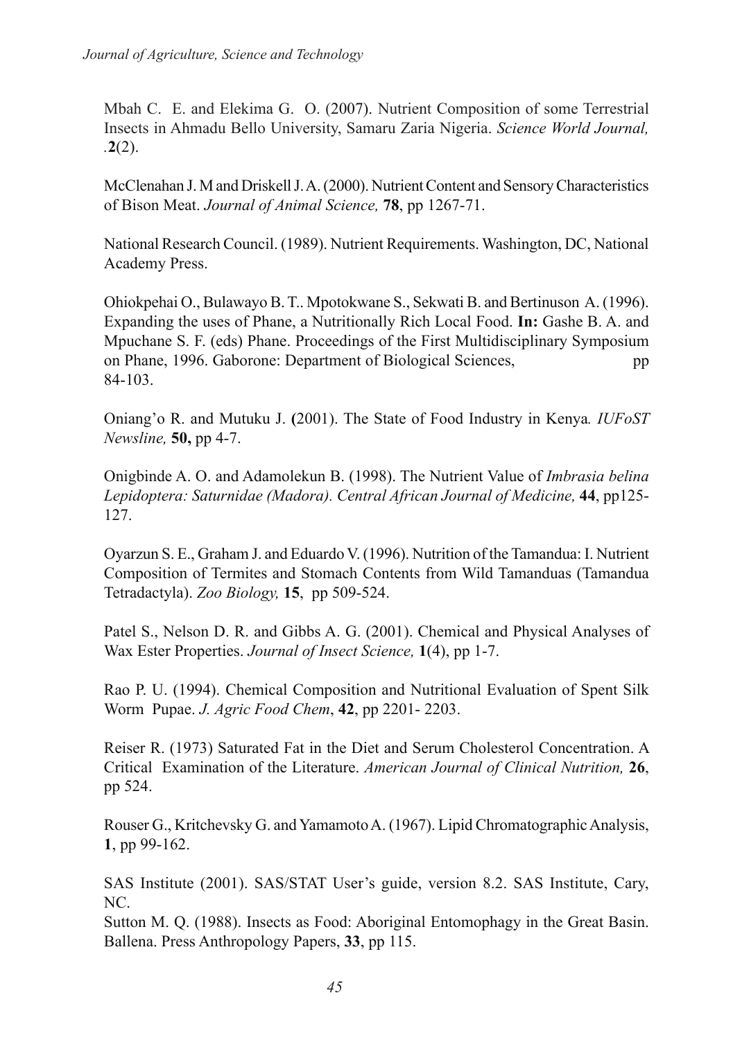Mbah C. E. and Elekima G. O. (2007). Nutrient Composition of some Terrestrial Insects in Ahmadu Bello University, Samaru Zaria Nigeria. *Science World Journal,* .**2**(2).

McClenahan J. M and Driskell J. A. (2000). Nutrient Content and Sensory Characteristics of Bison Meat. *Journal of Animal Science,* **78**, pp 1267-71.

National Research Council. (1989). Nutrient Requirements. Washington, DC, National Academy Press.

Ohiokpehai O., Bulawayo B. T.. Mpotokwane S., Sekwati B. and Bertinuson A. (1996). Expanding the uses of Phane, a Nutritionally Rich Local Food. **In:** Gashe B. A. and Mpuchane S. F. (eds) Phane. Proceedings of the First Multidisciplinary Symposium on Phane, 1996. Gaborone: Department of Biological Sciences, pp 84-103.

Oniang'o R. and Mutuku J. **(**2001). The State of Food Industry in Kenya*. IUFoST Newsline,* **50,** pp 4-7.

Onigbinde A. O. and Adamolekun B. (1998). The Nutrient Value of *Imbrasia belina Lepidoptera: Saturnidae (Madora). Central African Journal of Medicine,* **44**, pp125-127.

Oyarzun S. E., Graham J. and Eduardo V. (1996). Nutrition of the Tamandua: I. Nutrient Composition of Termites and Stomach Contents from Wild Tamanduas (Tamandua Tetradactyla). *Zoo Biology,* **15**, pp 509-524.

Patel S., Nelson D. R. and Gibbs A. G. (2001). Chemical and Physical Analyses of Wax Ester Properties. *Journal of Insect Science,* **1**(4), pp 1-7.

Rao P. U. (1994). Chemical Composition and Nutritional Evaluation of Spent Silk Worm Pupae. *J. Agric Food Chem*, **42**, pp 2201- 2203.

Reiser R. (1973) Saturated Fat in the Diet and Serum Cholesterol Concentration. A Critical Examination of the Literature. *American Journal of Clinical Nutrition,* **26**, pp 524.

Rouser G., Kritchevsky G. and Yamamoto A. (1967). Lipid Chromatographic Analysis, **1**, pp 99-162.

SAS Institute (2001). SAS/STAT User's guide, version 8.2. SAS Institute, Cary, NC.

Sutton M. Q. (1988). Insects as Food: Aboriginal Entomophagy in the Great Basin. Ballena. Press Anthropology Papers, **33**, pp 115.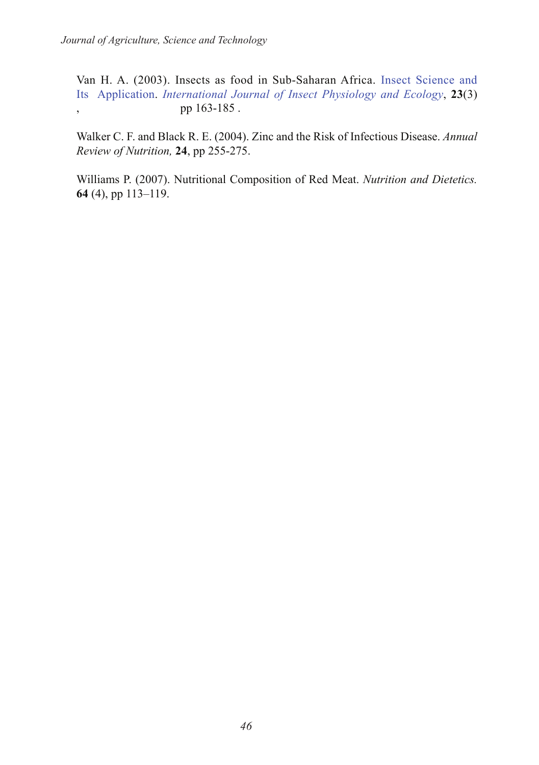Van H. A. (2003). Insects as food in Sub-Saharan Africa. Insect Science and Its Application. *International Journal of Insect Physiology and Ecology*, **23**(3), pp 163-185 .

Walker C. F. and Black R. E. (2004). Zinc and the Risk of Infectious Disease. *Annual Review of Nutrition,* **24**, pp 255-275.

Williams P. (2007). Nutritional Composition of Red Meat. *Nutrition and Dietetics.* **64** (4), pp 113–119.